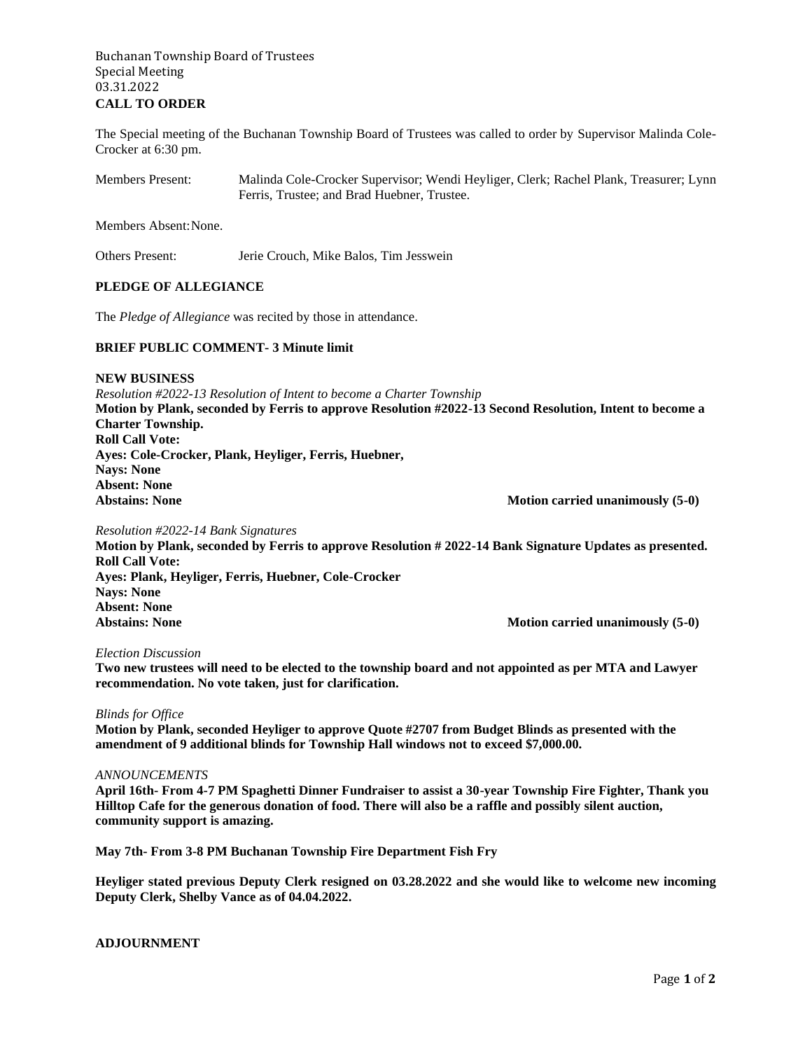Buchanan Township Board of Trustees
Special Meeting
03.31.2022

**CALL TO ORDER**

The Special meeting of the Buchanan Township Board of Trustees was called to order by Supervisor Malinda Cole-Crocker at 6:30 pm.

Members Present: Malinda Cole-Crocker Supervisor; Wendi Heyliger, Clerk; Rachel Plank, Treasurer; Lynn Ferris, Trustee; and Brad Huebner, Trustee.

Members Absent: None.

Others Present: Jerie Crouch, Mike Balos, Tim Jesswein

**PLEDGE OF ALLEGIANCE**

The *Pledge of Allegiance* was recited by those in attendance.

**BRIEF PUBLIC COMMENT- 3 Minute limit**

**NEW BUSINESS**

*Resolution #2022-13 Resolution of Intent to become a Charter Township*

**Motion by Plank, seconded by Ferris to approve Resolution #2022-13 Second Resolution, Intent to become a Charter Township.**
**Roll Call Vote:**
**Ayes: Cole-Crocker, Plank, Heyliger, Ferris, Huebner,**
**Nays: None**
**Absent: None**
**Abstains: None** **Motion carried unanimously (5-0)**

*Resolution #2022-14 Bank Signatures*

**Motion by Plank, seconded by Ferris to approve Resolution # 2022-14 Bank Signature Updates as presented.**
**Roll Call Vote:**
**Ayes: Plank, Heyliger, Ferris, Huebner, Cole-Crocker**
**Nays: None**
**Absent: None**
**Abstains: None** **Motion carried unanimously (5-0)**

*Election Discussion*

**Two new trustees will need to be elected to the township board and not appointed as per MTA and Lawyer recommendation. No vote taken, just for clarification.**

*Blinds for Office*

**Motion by Plank, seconded Heyliger to approve Quote #2707 from Budget Blinds as presented with the amendment of 9 additional blinds for Township Hall windows not to exceed $7,000.00.**

*ANNOUNCEMENTS*

**April 16th- From 4-7 PM Spaghetti Dinner Fundraiser to assist a 30-year Township Fire Fighter, Thank you Hilltop Cafe for the generous donation of food. There will also be a raffle and possibly silent auction, community support is amazing.**

**May 7th- From 3-8 PM Buchanan Township Fire Department Fish Fry**

**Heyliger stated previous Deputy Clerk resigned on 03.28.2022 and she would like to welcome new incoming Deputy Clerk, Shelby Vance as of 04.04.2022.**

**ADJOURNMENT**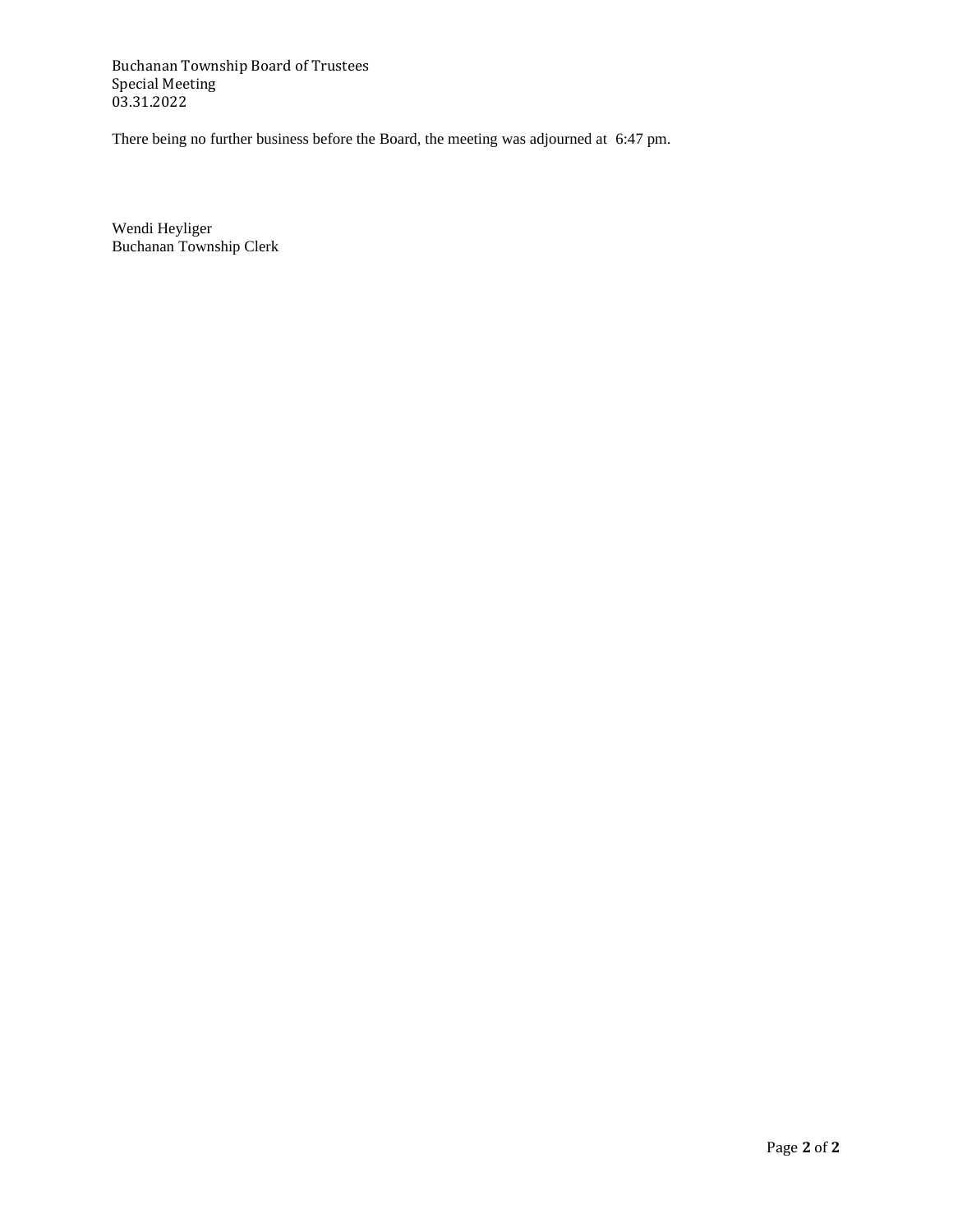There being no further business before the Board, the meeting was adjourned at 6:47 pm.

Wendi Heyliger
Buchanan Township Clerk